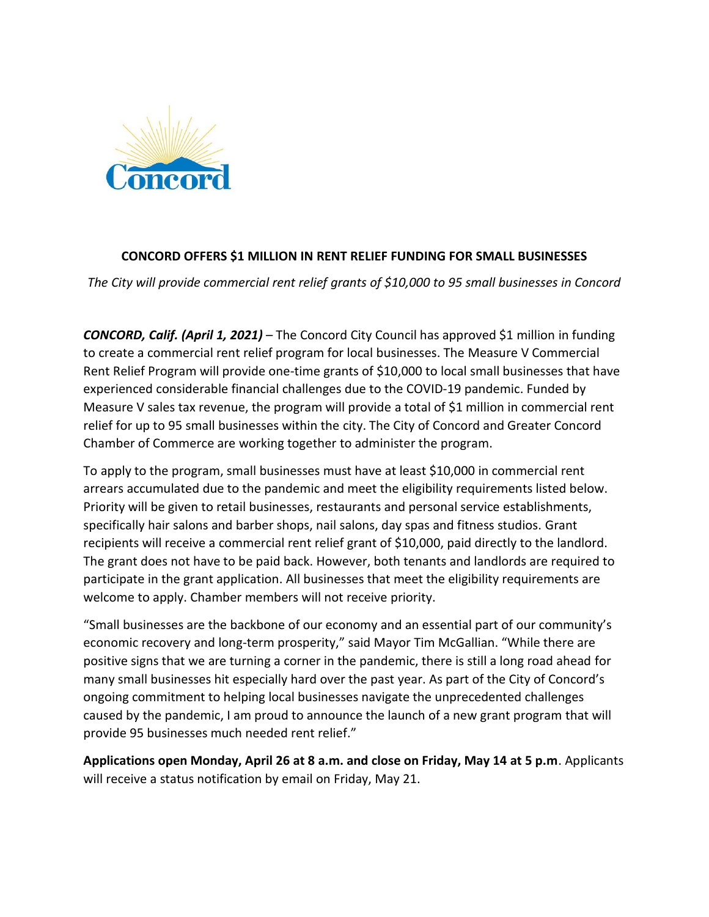# CONCORD OFFERS $1 MILLION IN RENT RELIEF FUNDING FOR SMALL BUSINESSES

*The City will provide commercial rent relief grants of $10,000 to 95 small businesses in Concord*

***CONCORD, Calif. (April 1, 2021)*** – The Concord City Council has approved $1 million in funding to create a commercial rent relief program for local businesses. The Measure V Commercial Rent Relief Program will provide one-time grants of $10,000 to local small businesses that have experienced considerable financial challenges due to the COVID-19 pandemic. Funded by Measure V sales tax revenue, the program will provide a total of $1 million in commercial rent relief for up to 95 small businesses within the city. The City of Concord and Greater Concord Chamber of Commerce are working together to administer the program.

To apply to the program, small businesses must have at least $10,000 in commercial rent arrears accumulated due to the pandemic and meet the eligibility requirements listed below. Priority will be given to retail businesses, restaurants and personal service establishments, specifically hair salons and barber shops, nail salons, day spas and fitness studios. Grant recipients will receive a commercial rent relief grant of $10,000, paid directly to the landlord. The grant does not have to be paid back. However, both tenants and landlords are required to participate in the grant application. All businesses that meet the eligibility requirements are welcome to apply. Chamber members will not receive priority.

"Small businesses are the backbone of our economy and an essential part of our community's economic recovery and long-term prosperity," said Mayor Tim McGallian. "While there are positive signs that we are turning a corner in the pandemic, there is still a long road ahead for many small businesses hit especially hard over the past year. As part of the City of Concord's ongoing commitment to helping local businesses navigate the unprecedented challenges caused by the pandemic, I am proud to announce the launch of a new grant program that will provide 95 businesses much needed rent relief."

**Applications open Monday, April 26 at 8 a.m. and close on Friday, May 14 at 5 p.m**. Applicants will receive a status notification by email on Friday, May 21.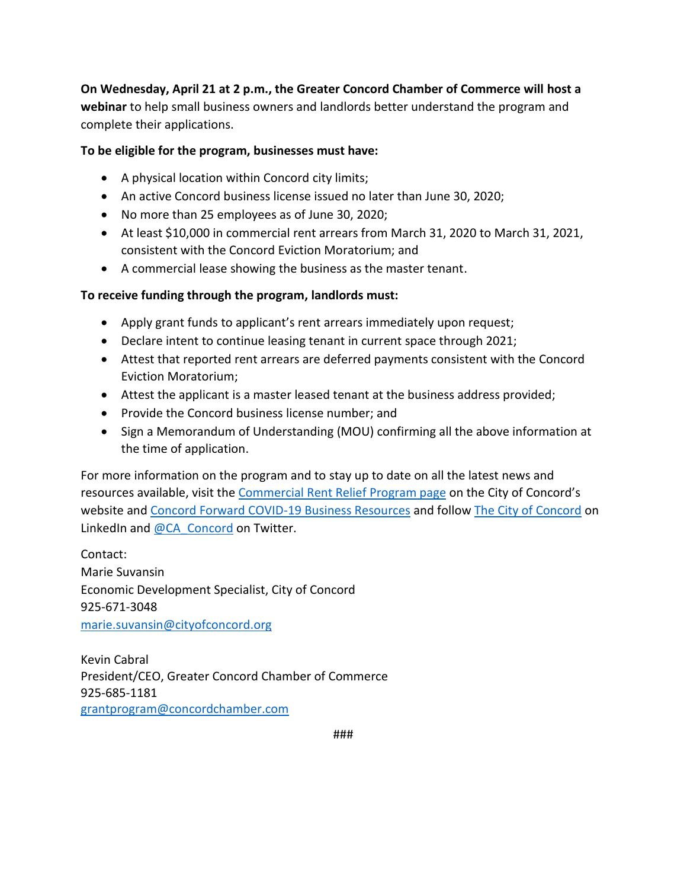**On Wednesday, April 21 at 2 p.m., the Greater Concord Chamber of Commerce will host a webinar** to help small business owners and landlords better understand the program and complete their applications.

**To be eligible for the program, businesses must have:**

- A physical location within Concord city limits;
- An active Concord business license issued no later than June 30, 2020;
- No more than 25 employees as of June 30, 2020;
- At least $10,000 in commercial rent arrears from March 31, 2020 to March 31, 2021, consistent with the Concord Eviction Moratorium; and
- A commercial lease showing the business as the master tenant.

**To receive funding through the program, landlords must:**

- Apply grant funds to applicant's rent arrears immediately upon request;
- Declare intent to continue leasing tenant in current space through 2021;
- Attest that reported rent arrears are deferred payments consistent with the Concord Eviction Moratorium;
- Attest the applicant is a master leased tenant at the business address provided;
- Provide the Concord business license number; and
- Sign a Memorandum of Understanding (MOU) confirming all the above information at the time of application.

For more information on the program and to stay up to date on all the latest news and resources available, visit the Commercial Rent Relief Program page on the City of Concord's website and Concord Forward COVID-19 Business Resources and follow The City of Concord on LinkedIn and @CA_Concord on Twitter.

Contact:
Marie Suvansin
Economic Development Specialist, City of Concord
925-671-3048
marie.suvansin@cityofconcord.org

Kevin Cabral
President/CEO, Greater Concord Chamber of Commerce
925-685-1181
grantprogram@concordchamber.com

###